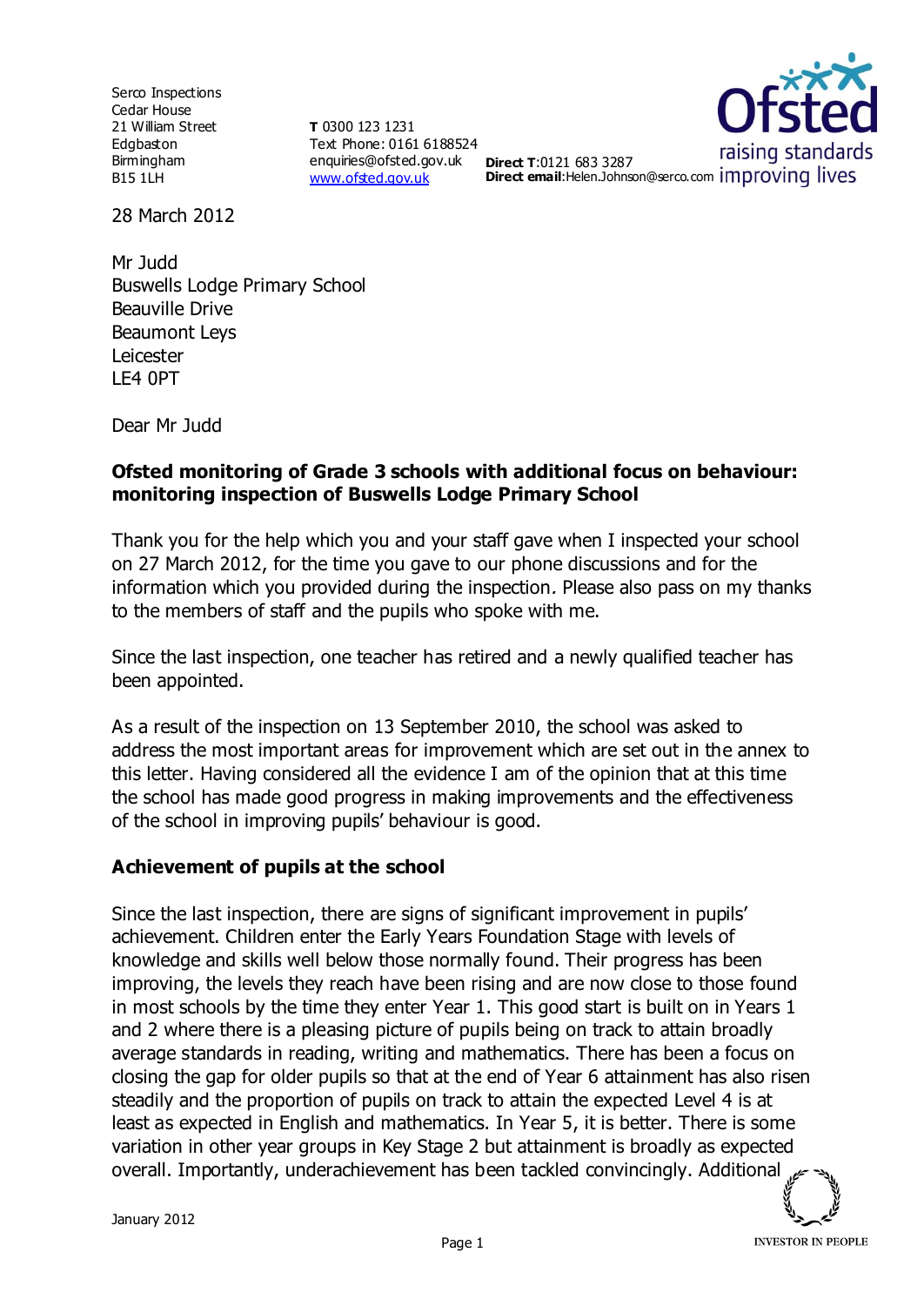Serco Inspections
Cedar House
21 William Street
Edgbaston
Birmingham
B15 1LH

**T** 0300 123 1231
Text Phone: 0161 6188524
enquiries@ofsted.gov.uk
www.ofsted.gov.uk

**Direct T**:0121 683 3287
**Direct email**:Helen.Johnson@serco.com

28 March 2012

Mr Judd
Buswells Lodge Primary School
Beauville Drive
Beaumont Leys
Leicester
LE4 0PT

Dear Mr Judd

**Ofsted monitoring of Grade 3 schools with additional focus on behaviour: monitoring inspection of Buswells Lodge Primary School**

Thank you for the help which you and your staff gave when I inspected your school on 27 March 2012, for the time you gave to our phone discussions and for the information which you provided during the inspection. Please also pass on my thanks to the members of staff and the pupils who spoke with me.

Since the last inspection, one teacher has retired and a newly qualified teacher has been appointed.

As a result of the inspection on 13 September 2010, the school was asked to address the most important areas for improvement which are set out in the annex to this letter. Having considered all the evidence I am of the opinion that at this time the school has made good progress in making improvements and the effectiveness of the school in improving pupils' behaviour is good.

## Achievement of pupils at the school

Since the last inspection, there are signs of significant improvement in pupils' achievement. Children enter the Early Years Foundation Stage with levels of knowledge and skills well below those normally found. Their progress has been improving, the levels they reach have been rising and are now close to those found in most schools by the time they enter Year 1. This good start is built on in Years 1 and 2 where there is a pleasing picture of pupils being on track to attain broadly average standards in reading, writing and mathematics. There has been a focus on closing the gap for older pupils so that at the end of Year 6 attainment has also risen steadily and the proportion of pupils on track to attain the expected Level 4 is at least as expected in English and mathematics. In Year 5, it is better. There is some variation in other year groups in Key Stage 2 but attainment is broadly as expected overall. Importantly, underachievement has been tackled convincingly. Additional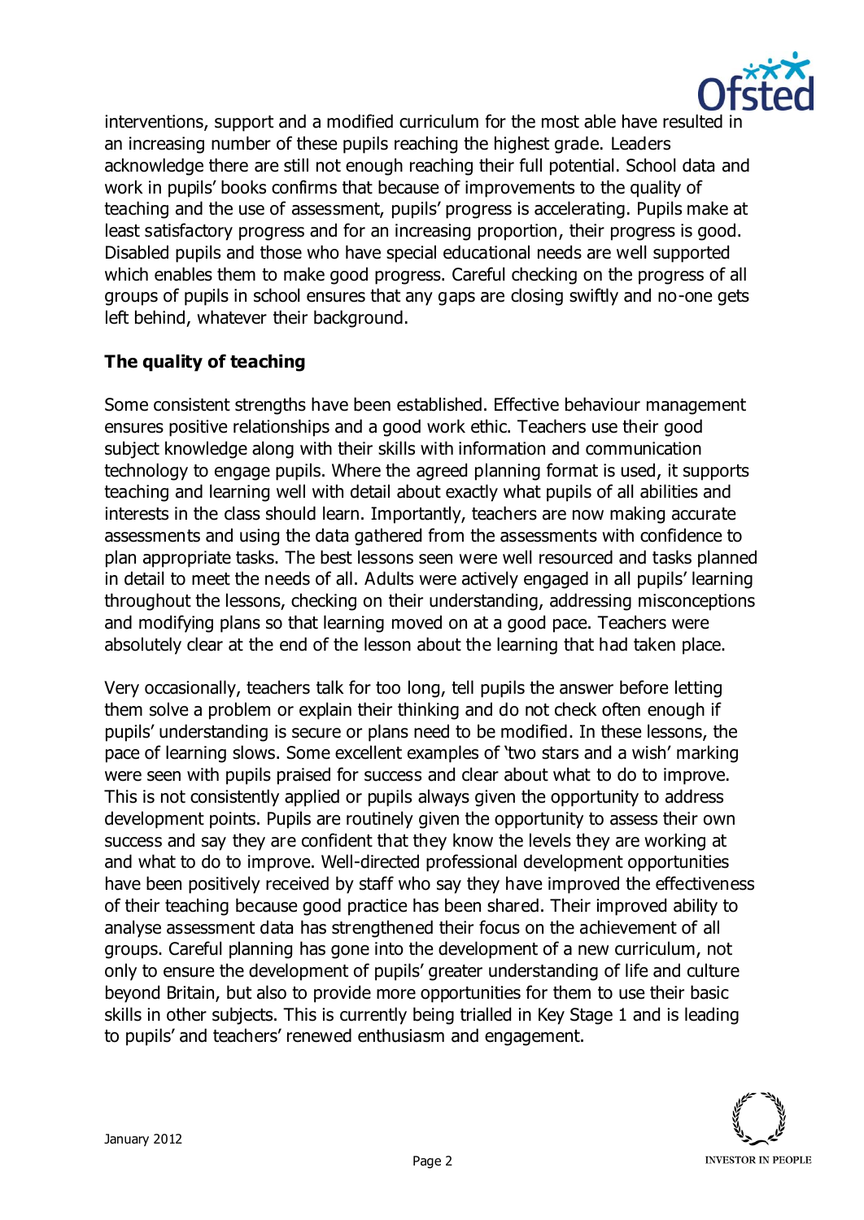interventions, support and a modified curriculum for the most able have resulted in an increasing number of these pupils reaching the highest grade. Leaders acknowledge there are still not enough reaching their full potential. School data and work in pupils' books confirms that because of improvements to the quality of teaching and the use of assessment, pupils' progress is accelerating. Pupils make at least satisfactory progress and for an increasing proportion, their progress is good. Disabled pupils and those who have special educational needs are well supported which enables them to make good progress. Careful checking on the progress of all groups of pupils in school ensures that any gaps are closing swiftly and no-one gets left behind, whatever their background.

**The quality of teaching**

Some consistent strengths have been established. Effective behaviour management ensures positive relationships and a good work ethic. Teachers use their good subject knowledge along with their skills with information and communication technology to engage pupils. Where the agreed planning format is used, it supports teaching and learning well with detail about exactly what pupils of all abilities and interests in the class should learn. Importantly, teachers are now making accurate assessments and using the data gathered from the assessments with confidence to plan appropriate tasks. The best lessons seen were well resourced and tasks planned in detail to meet the needs of all. Adults were actively engaged in all pupils' learning throughout the lessons, checking on their understanding, addressing misconceptions and modifying plans so that learning moved on at a good pace. Teachers were absolutely clear at the end of the lesson about the learning that had taken place.

Very occasionally, teachers talk for too long, tell pupils the answer before letting them solve a problem or explain their thinking and do not check often enough if pupils' understanding is secure or plans need to be modified. In these lessons, the pace of learning slows. Some excellent examples of 'two stars and a wish' marking were seen with pupils praised for success and clear about what to do to improve. This is not consistently applied or pupils always given the opportunity to address development points. Pupils are routinely given the opportunity to assess their own success and say they are confident that they know the levels they are working at and what to do to improve. Well-directed professional development opportunities have been positively received by staff who say they have improved the effectiveness of their teaching because good practice has been shared. Their improved ability to analyse assessment data has strengthened their focus on the achievement of all groups. Careful planning has gone into the development of a new curriculum, not only to ensure the development of pupils' greater understanding of life and culture beyond Britain, but also to provide more opportunities for them to use their basic skills in other subjects. This is currently being trialled in Key Stage 1 and is leading to pupils' and teachers' renewed enthusiasm and engagement.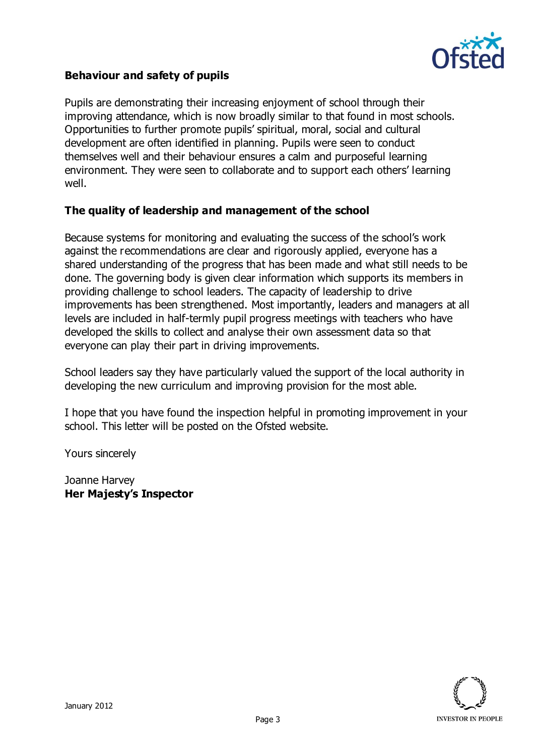## Behaviour and safety of pupils

Pupils are demonstrating their increasing enjoyment of school through their improving attendance, which is now broadly similar to that found in most schools. Opportunities to further promote pupils' spiritual, moral, social and cultural development are often identified in planning. Pupils were seen to conduct themselves well and their behaviour ensures a calm and purposeful learning environment. They were seen to collaborate and to support each others' learning well.

## The quality of leadership and management of the school

Because systems for monitoring and evaluating the success of the school's work against the recommendations are clear and rigorously applied, everyone has a shared understanding of the progress that has been made and what still needs to be done. The governing body is given clear information which supports its members in providing challenge to school leaders. The capacity of leadership to drive improvements has been strengthened. Most importantly, leaders and managers at all levels are included in half-termly pupil progress meetings with teachers who have developed the skills to collect and analyse their own assessment data so that everyone can play their part in driving improvements.

School leaders say they have particularly valued the support of the local authority in developing the new curriculum and improving provision for the most able.

I hope that you have found the inspection helpful in promoting improvement in your school. This letter will be posted on the Ofsted website.

Yours sincerely

Joanne Harvey
**Her Majesty's Inspector**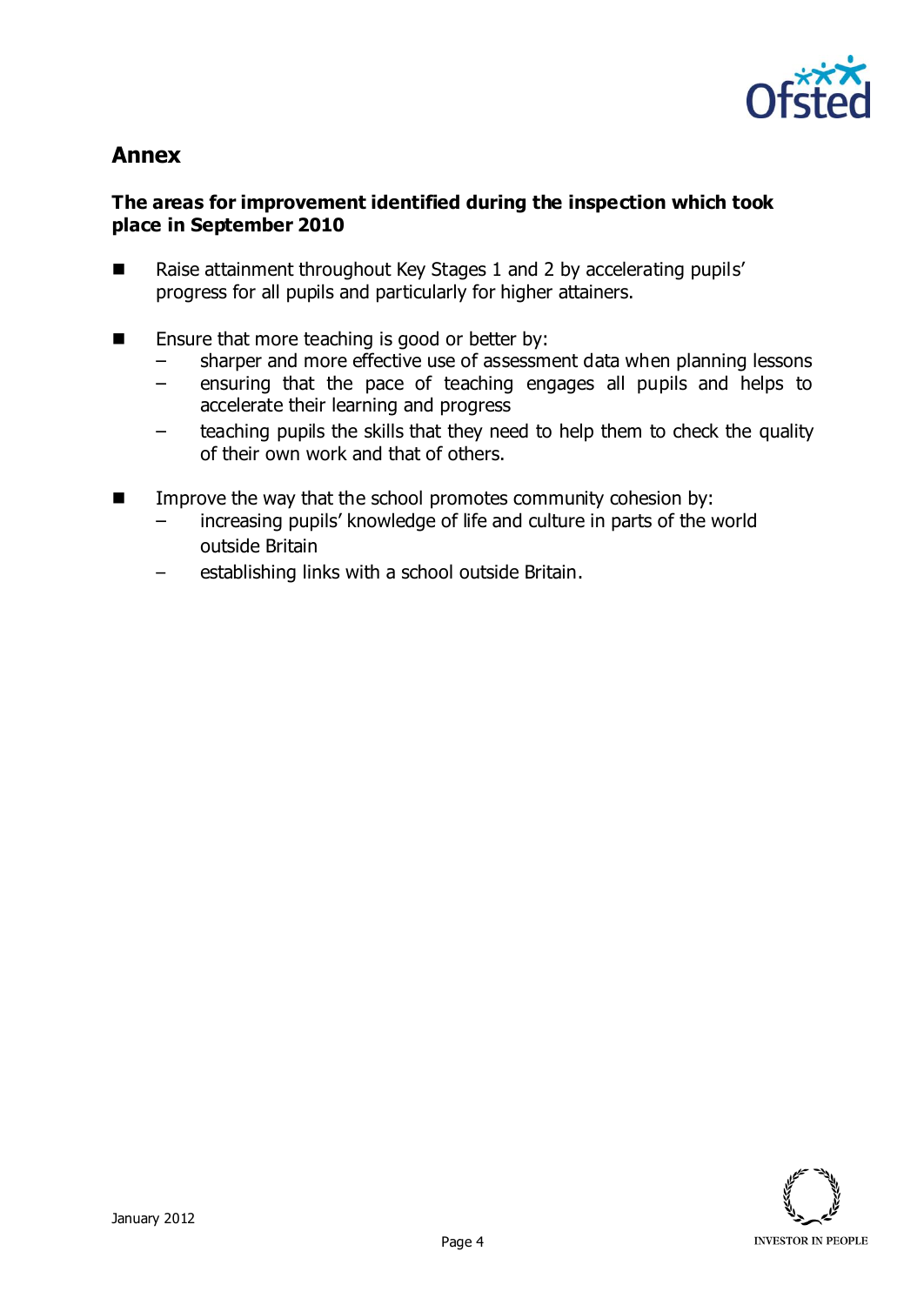## Annex

**The areas for improvement identified during the inspection which took place in September 2010**

- Raise attainment throughout Key Stages 1 and 2 by accelerating pupils' progress for all pupils and particularly for higher attainers.

- Ensure that more teaching is good or better by:
  - sharper and more effective use of assessment data when planning lessons
  - ensuring that the pace of teaching engages all pupils and helps to accelerate their learning and progress
  - teaching pupils the skills that they need to help them to check the quality of their own work and that of others.

- Improve the way that the school promotes community cohesion by:
  - increasing pupils' knowledge of life and culture in parts of the world outside Britain
  - establishing links with a school outside Britain.